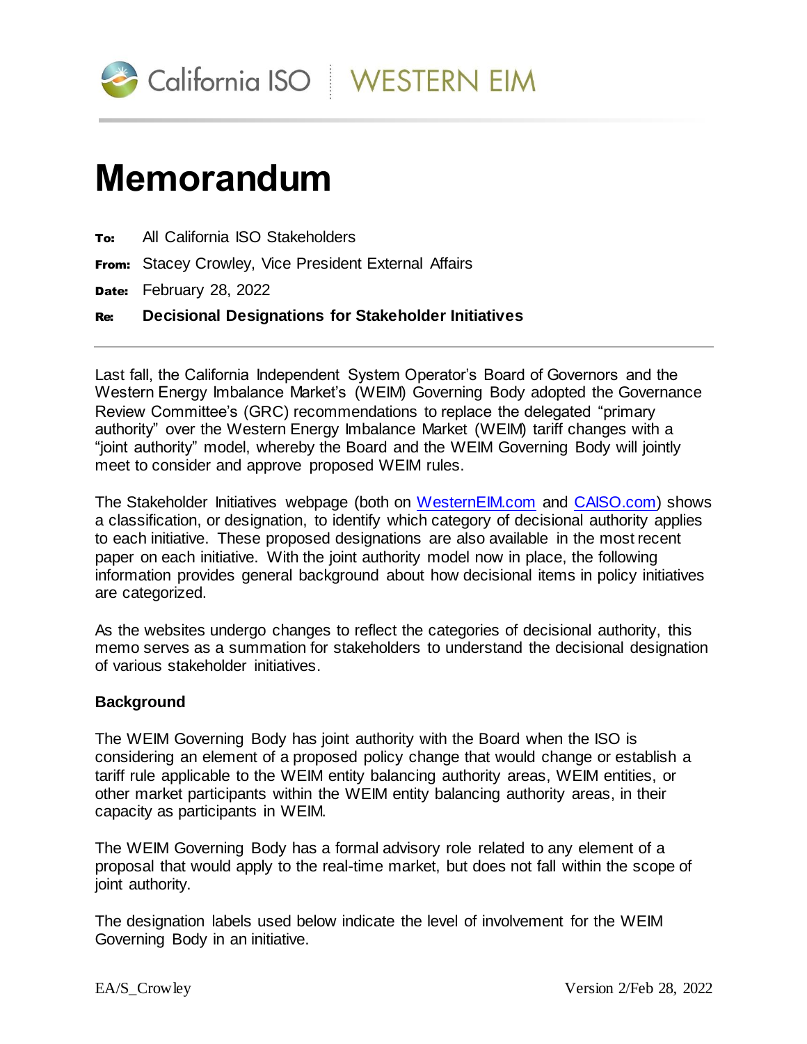# Memorandum

**To:** All California ISO Stakeholders

**From:** Stacey Crowley, Vice President External Affairs

**Date:** February 28, 2022

**Re:** **Decisional Designations for Stakeholder Initiatives**

---

Last fall, the California Independent System Operator's Board of Governors and the Western Energy Imbalance Market's (WEIM) Governing Body adopted the Governance Review Committee's (GRC) recommendations to replace the delegated "primary authority" over the Western Energy Imbalance Market (WEIM) tariff changes with a "joint authority" model, whereby the Board and the WEIM Governing Body will jointly meet to consider and approve proposed WEIM rules.

The Stakeholder Initiatives webpage (both on [WesternEIM.com](WesternEIM.com) and [CAISO.com](CAISO.com)) shows a classification, or designation, to identify which category of decisional authority applies to each initiative. These proposed designations are also available in the most recent paper on each initiative. With the joint authority model now in place, the following information provides general background about how decisional items in policy initiatives are categorized.

As the websites undergo changes to reflect the categories of decisional authority, this memo serves as a summation for stakeholders to understand the decisional designation of various stakeholder initiatives.

**Background**

The WEIM Governing Body has joint authority with the Board when the ISO is considering an element of a proposed policy change that would change or establish a tariff rule applicable to the WEIM entity balancing authority areas, WEIM entities, or other market participants within the WEIM entity balancing authority areas, in their capacity as participants in WEIM.

The WEIM Governing Body has a formal advisory role related to any element of a proposal that would apply to the real-time market, but does not fall within the scope of joint authority.

The designation labels used below indicate the level of involvement for the WEIM Governing Body in an initiative.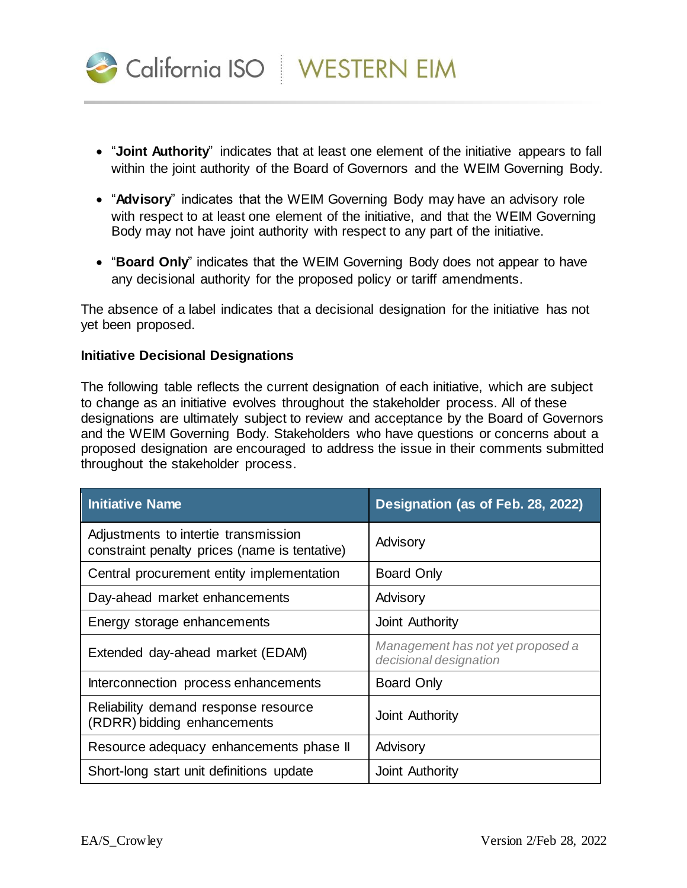- "**Joint Authority**" indicates that at least one element of the initiative appears to fall within the joint authority of the Board of Governors and the WEIM Governing Body.
- "**Advisory**" indicates that the WEIM Governing Body may have an advisory role with respect to at least one element of the initiative, and that the WEIM Governing Body may not have joint authority with respect to any part of the initiative.
- "**Board Only**" indicates that the WEIM Governing Body does not appear to have any decisional authority for the proposed policy or tariff amendments.

The absence of a label indicates that a decisional designation for the initiative has not yet been proposed.

**Initiative Decisional Designations**

The following table reflects the current designation of each initiative, which are subject to change as an initiative evolves throughout the stakeholder process. All of these designations are ultimately subject to review and acceptance by the Board of Governors and the WEIM Governing Body. Stakeholders who have questions or concerns about a proposed designation are encouraged to address the issue in their comments submitted throughout the stakeholder process.

| Initiative Name | Designation (as of Feb. 28, 2022) |
|---|---|
| Adjustments to intertie transmission constraint penalty prices (name is tentative) | Advisory |
| Central procurement entity implementation | Board Only |
| Day-ahead market enhancements | Advisory |
| Energy storage enhancements | Joint Authority |
| Extended day-ahead market (EDAM) | *Management has not yet proposed a decisional designation* |
| Interconnection process enhancements | Board Only |
| Reliability demand response resource (RDRR) bidding enhancements | Joint Authority |
| Resource adequacy enhancements phase II | Advisory |
| Short-long start unit definitions update | Joint Authority |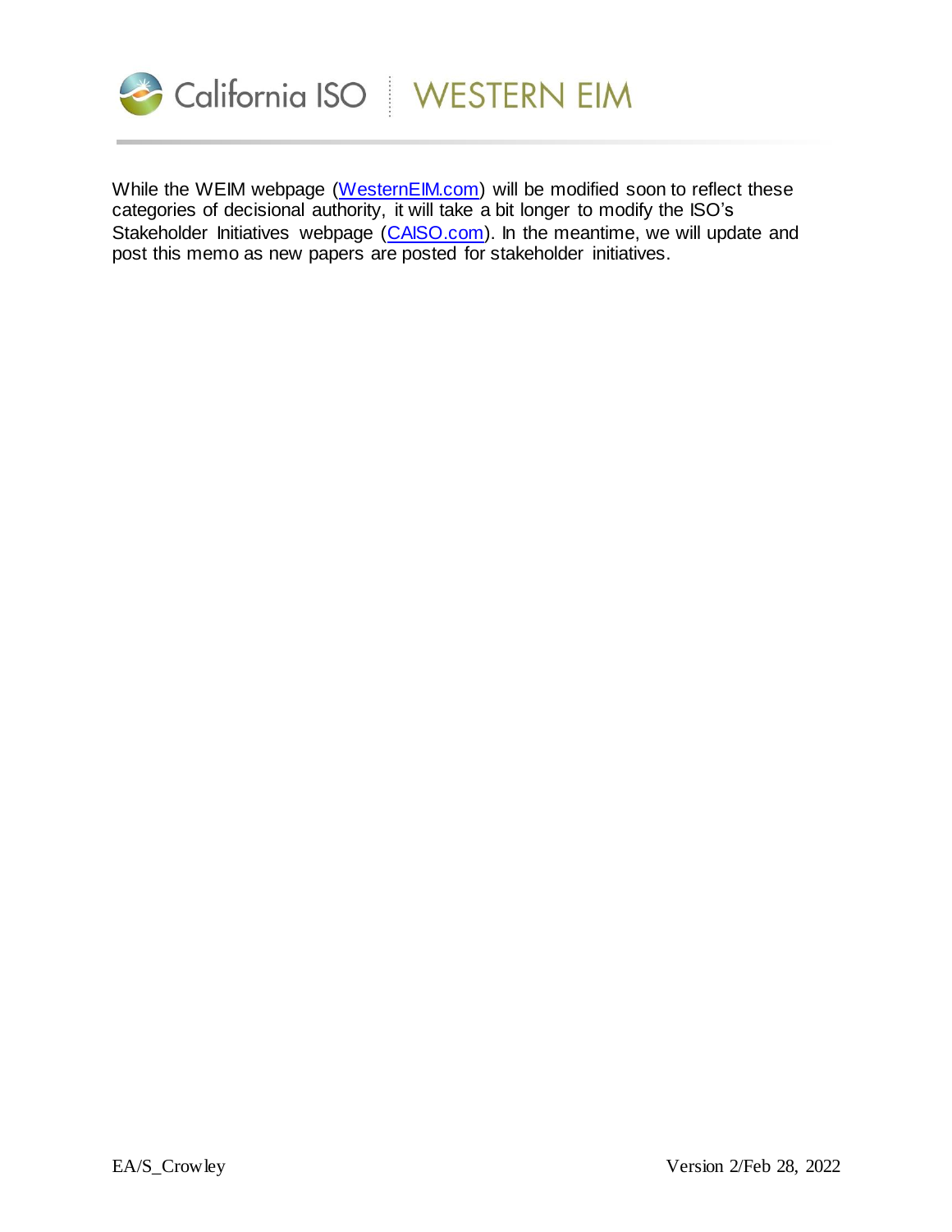While the WEIM webpage ([WesternEIM.com](WesternEIM.com)) will be modified soon to reflect these categories of decisional authority, it will take a bit longer to modify the ISO's Stakeholder Initiatives webpage ([CAISO.com](CAISO.com)). In the meantime, we will update and post this memo as new papers are posted for stakeholder initiatives.